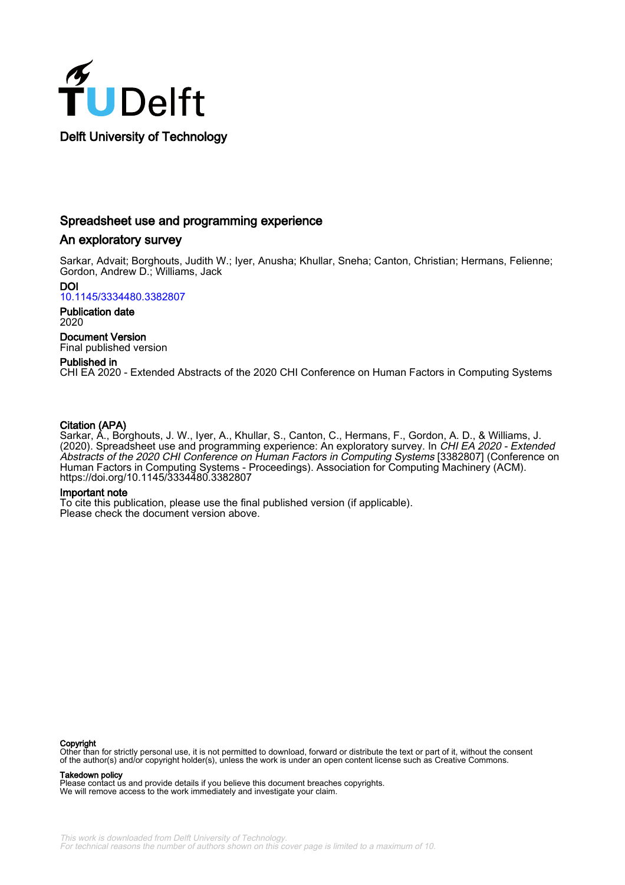Delft University of Technology

# Spreadsheet use and programming experience

## An exploratory survey

Sarkar, Advait; Borghouts, Judith W.; Iyer, Anusha; Khullar, Sneha; Canton, Christian; Hermans, Felienne; Gordon, Andrew D.; Williams, Jack

**DOI**
10.1145/3334480.3382807

**Publication date**
2020

**Document Version**
Final published version

**Published in**
CHI EA 2020 - Extended Abstracts of the 2020 CHI Conference on Human Factors in Computing Systems

**Citation (APA)**
Sarkar, A., Borghouts, J. W., Iyer, A., Khullar, S., Canton, C., Hermans, F., Gordon, A. D., & Williams, J. (2020). Spreadsheet use and programming experience: An exploratory survey. In *CHI EA 2020 - Extended Abstracts of the 2020 CHI Conference on Human Factors in Computing Systems* [3382807] (Conference on Human Factors in Computing Systems - Proceedings). Association for Computing Machinery (ACM). https://doi.org/10.1145/3334480.3382807

**Important note**
To cite this publication, please use the final published version (if applicable).
Please check the document version above.

**Copyright**
Other than for strictly personal use, it is not permitted to download, forward or distribute the text or part of it, without the consent of the author(s) and/or copyright holder(s), unless the work is under an open content license such as Creative Commons.

**Takedown policy**
Please contact us and provide details if you believe this document breaches copyrights.
We will remove access to the work immediately and investigate your claim.

*This work is downloaded from Delft University of Technology.*
*For technical reasons the number of authors shown on this cover page is limited to a maximum of 10.*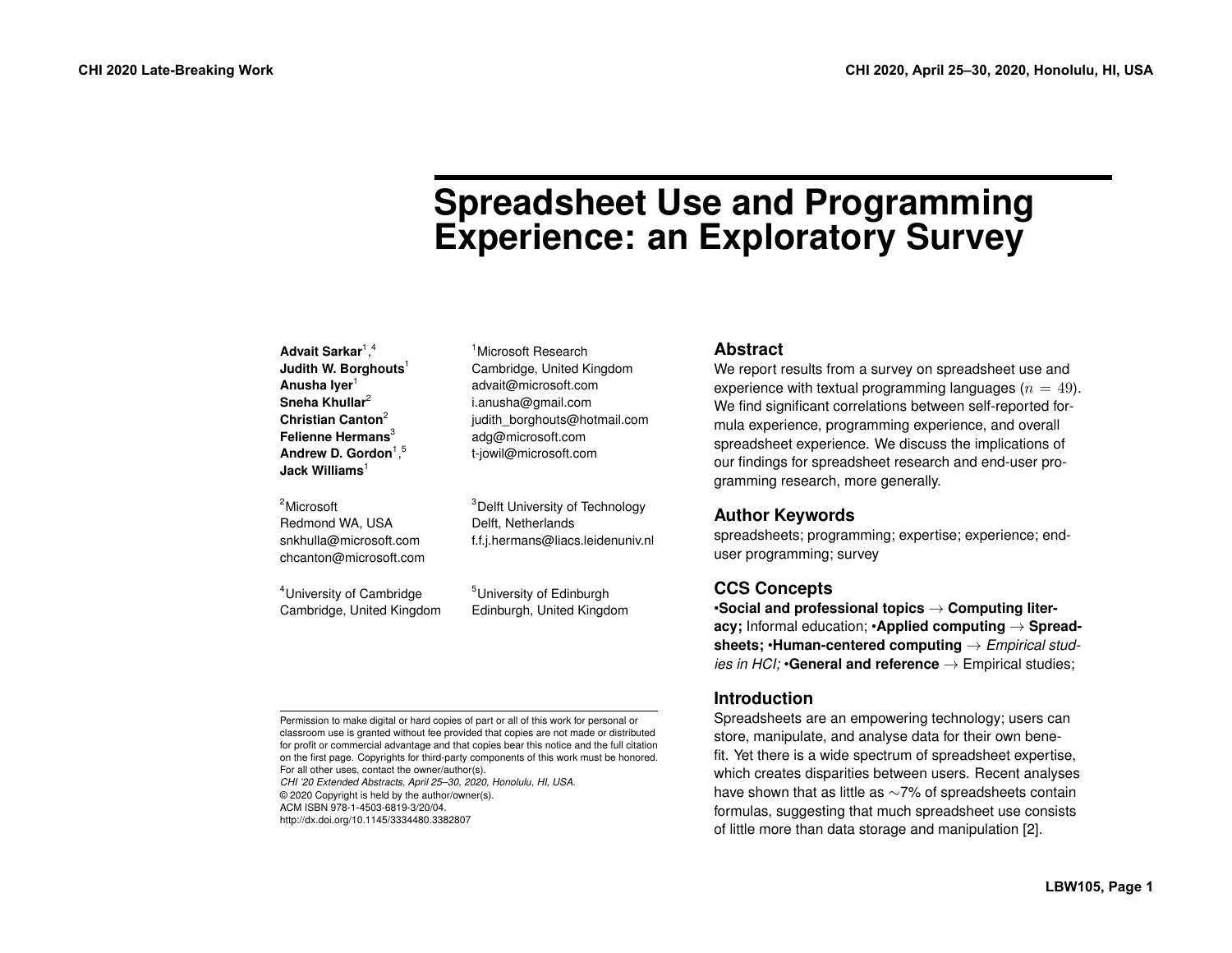# Spreadsheet Use and Programming Experience: an Exploratory Survey

**Advait Sarkar**[1,4]
**Judith W. Borghouts**[1]
**Anusha Iyer**[1]
**Sneha Khullar**[2]
**Christian Canton**[2]
**Felienne Hermans**[3]
**Andrew D. Gordon**[1,5]
**Jack Williams**[1]

[1]Microsoft Research
Cambridge, United Kingdom
advait@microsoft.com
i.anusha@gmail.com
judith_borghouts@hotmail.com
adg@microsoft.com
t-jowil@microsoft.com

[2]Microsoft
Redmond WA, USA
snkhulla@microsoft.com
chcanton@microsoft.com

[3]Delft University of Technology
Delft, Netherlands
f.f.j.hermans@liacs.leidenuniv.nl

[4]University of Cambridge
Cambridge, United Kingdom

[5]University of Edinburgh
Edinburgh, United Kingdom

Permission to make digital or hard copies of part or all of this work for personal or classroom use is granted without fee provided that copies are not made or distributed for profit or commercial advantage and that copies bear this notice and the full citation on the first page. Copyrights for third-party components of this work must be honored. For all other uses, contact the owner/author(s).
*CHI '20 Extended Abstracts, April 25–30, 2020, Honolulu, HI, USA.*
© 2020 Copyright is held by the author/owner(s).
ACM ISBN 978-1-4503-6819-3/20/04.
http://dx.doi.org/10.1145/3334480.3382807

## Abstract

We report results from a survey on spreadsheet use and experience with textual programming languages ($n = 49$). We find significant correlations between self-reported formula experience, programming experience, and overall spreadsheet experience. We discuss the implications of our findings for spreadsheet research and end-user programming research, more generally.

## Author Keywords

spreadsheets; programming; expertise; experience; end-user programming; survey

## CCS Concepts

•**Social and professional topics** → **Computing literacy;** Informal education; •**Applied computing** → **Spreadsheets;** •**Human-centered computing** → *Empirical studies in HCI;* •**General and reference** → Empirical studies;

## Introduction

Spreadsheets are an empowering technology; users can store, manipulate, and analyse data for their own benefit. Yet there is a wide spectrum of spreadsheet expertise, which creates disparities between users. Recent analyses have shown that as little as ∼7% of spreadsheets contain formulas, suggesting that much spreadsheet use consists of little more than data storage and manipulation [2].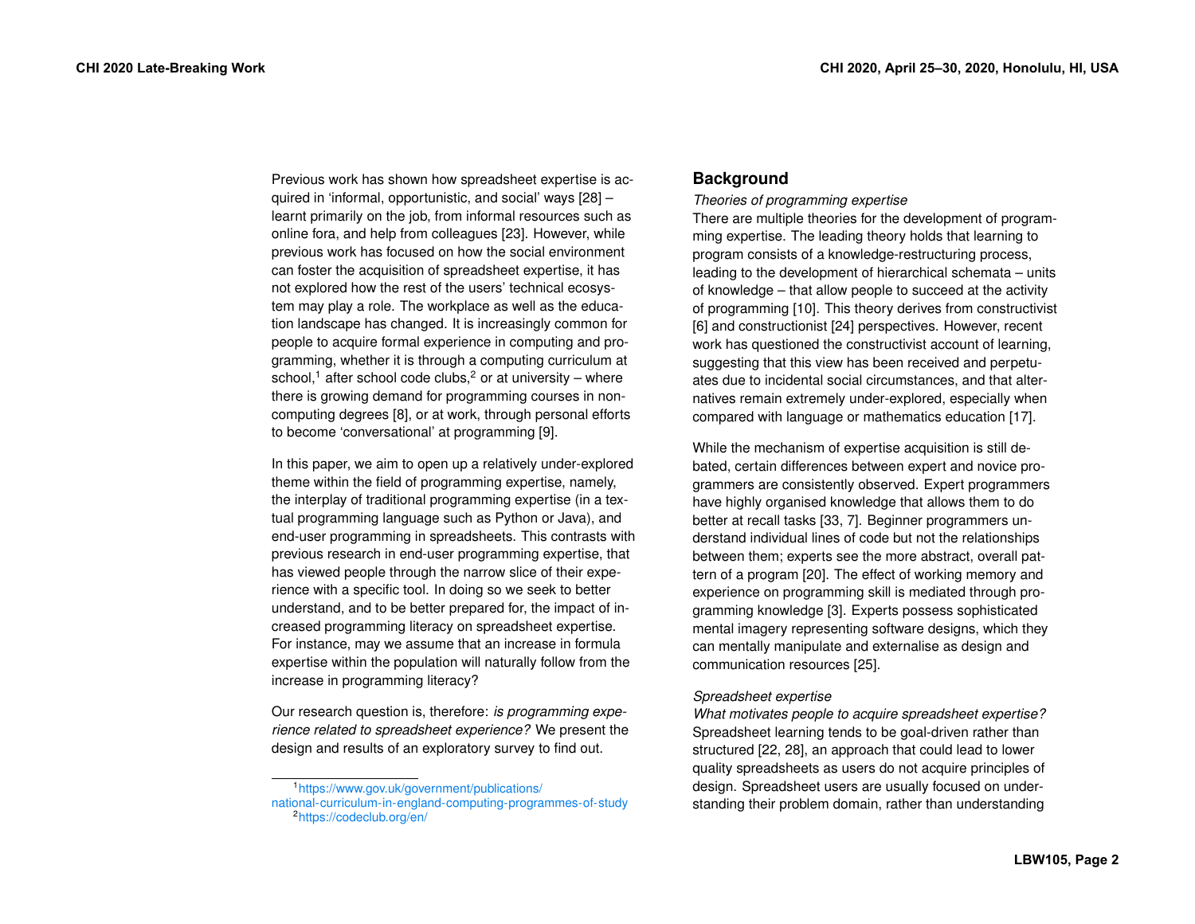Previous work has shown how spreadsheet expertise is acquired in 'informal, opportunistic, and social' ways [28] – learnt primarily on the job, from informal resources such as online fora, and help from colleagues [23]. However, while previous work has focused on how the social environment can foster the acquisition of spreadsheet expertise, it has not explored how the rest of the users' technical ecosystem may play a role. The workplace as well as the education landscape has changed. It is increasingly common for people to acquire formal experience in computing and programming, whether it is through a computing curriculum at school,[1] after school code clubs,[2] or at university – where there is growing demand for programming courses in non-computing degrees [8], or at work, through personal efforts to become 'conversational' at programming [9].

In this paper, we aim to open up a relatively under-explored theme within the field of programming expertise, namely, the interplay of traditional programming expertise (in a textual programming language such as Python or Java), and end-user programming in spreadsheets. This contrasts with previous research in end-user programming expertise, that has viewed people through the narrow slice of their experience with a specific tool. In doing so we seek to better understand, and to be better prepared for, the impact of increased programming literacy on spreadsheet expertise. For instance, may we assume that an increase in formula expertise within the population will naturally follow from the increase in programming literacy?

Our research question is, therefore: *is programming experience related to spreadsheet experience?* We present the design and results of an exploratory survey to find out.

[1] https://www.gov.uk/government/publications/national-curriculum-in-england-computing-programmes-of-study

[2] https://codeclub.org/en/

## Background

*Theories of programming expertise*

There are multiple theories for the development of programming expertise. The leading theory holds that learning to program consists of a knowledge-restructuring process, leading to the development of hierarchical schemata – units of knowledge – that allow people to succeed at the activity of programming [10]. This theory derives from constructivist [6] and constructionist [24] perspectives. However, recent work has questioned the constructivist account of learning, suggesting that this view has been received and perpetuates due to incidental social circumstances, and that alternatives remain extremely under-explored, especially when compared with language or mathematics education [17].

While the mechanism of expertise acquisition is still debated, certain differences between expert and novice programmers are consistently observed. Expert programmers have highly organised knowledge that allows them to do better at recall tasks [33, 7]. Beginner programmers understand individual lines of code but not the relationships between them; experts see the more abstract, overall pattern of a program [20]. The effect of working memory and experience on programming skill is mediated through programming knowledge [3]. Experts possess sophisticated mental imagery representing software designs, which they can mentally manipulate and externalise as design and communication resources [25].

*Spreadsheet expertise*

*What motivates people to acquire spreadsheet expertise?* Spreadsheet learning tends to be goal-driven rather than structured [22, 28], an approach that could lead to lower quality spreadsheets as users do not acquire principles of design. Spreadsheet users are usually focused on understanding their problem domain, rather than understanding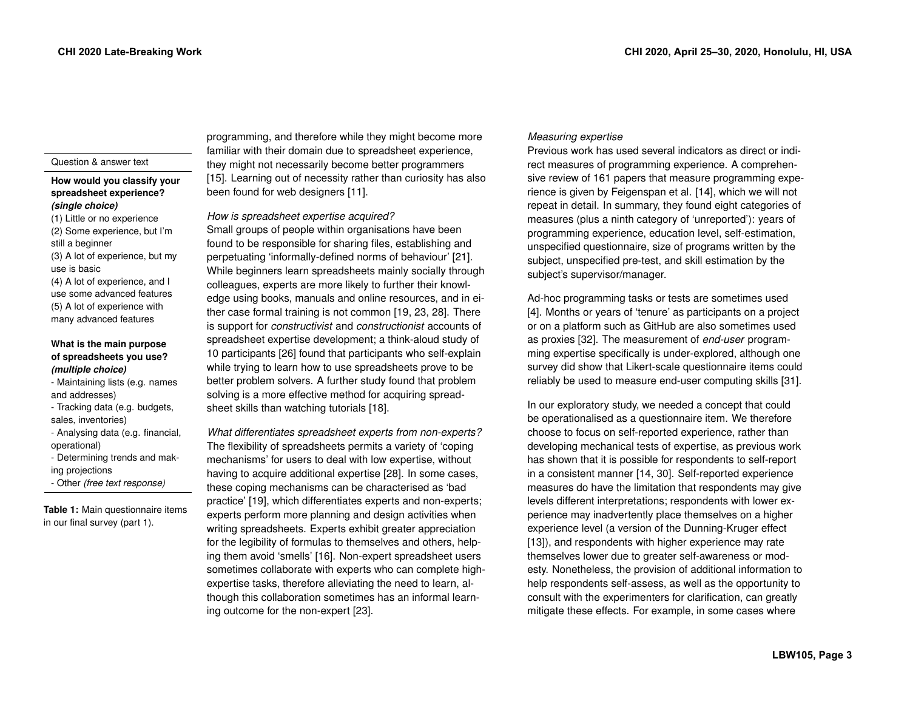| Question & answer text |
| --- |
| **How would you classify your spreadsheet experience?** ***(single choice)*** <br> (1) Little or no experience <br> (2) Some experience, but I'm still a beginner <br> (3) A lot of experience, but my use is basic <br> (4) A lot of experience, and I use some advanced features <br> (5) A lot of experience with many advanced features |
| **What is the main purpose of spreadsheets you use?** ***(multiple choice)*** <br> - Maintaining lists (e.g. names and addresses) <br> - Tracking data (e.g. budgets, sales, inventories) <br> - Analysing data (e.g. financial, operational) <br> - Determining trends and making projections <br> - Other *(free text response)* |

**Table 1:** Main questionnaire items in our final survey (part 1).

programming, and therefore while they might become more familiar with their domain due to spreadsheet experience, they might not necessarily become better programmers [15]. Learning out of necessity rather than curiosity has also been found for web designers [11].

*How is spreadsheet expertise acquired?*

Small groups of people within organisations have been found to be responsible for sharing files, establishing and perpetuating 'informally-defined norms of behaviour' [21]. While beginners learn spreadsheets mainly socially through colleagues, experts are more likely to further their knowledge using books, manuals and online resources, and in either case formal training is not common [19, 23, 28]. There is support for *constructivist* and *constructionist* accounts of spreadsheet expertise development; a think-aloud study of 10 participants [26] found that participants who self-explain while trying to learn how to use spreadsheets prove to be better problem solvers. A further study found that problem solving is a more effective method for acquiring spreadsheet skills than watching tutorials [18].

*What differentiates spreadsheet experts from non-experts?*

The flexibility of spreadsheets permits a variety of 'coping mechanisms' for users to deal with low expertise, without having to acquire additional expertise [28]. In some cases, these coping mechanisms can be characterised as 'bad practice' [19], which differentiates experts and non-experts; experts perform more planning and design activities when writing spreadsheets. Experts exhibit greater appreciation for the legibility of formulas to themselves and others, helping them avoid 'smells' [16]. Non-expert spreadsheet users sometimes collaborate with experts who can complete high-expertise tasks, therefore alleviating the need to learn, although this collaboration sometimes has an informal learning outcome for the non-expert [23].

*Measuring expertise*

Previous work has used several indicators as direct or indirect measures of programming experience. A comprehensive review of 161 papers that measure programming experience is given by Feigenspan et al. [14], which we will not repeat in detail. In summary, they found eight categories of measures (plus a ninth category of 'unreported'): years of programming experience, education level, self-estimation, unspecified questionnaire, size of programs written by the subject, unspecified pre-test, and skill estimation by the subject's supervisor/manager.

Ad-hoc programming tasks or tests are sometimes used [4]. Months or years of 'tenure' as participants on a project or on a platform such as GitHub are also sometimes used as proxies [32]. The measurement of *end-user* programming expertise specifically is under-explored, although one survey did show that Likert-scale questionnaire items could reliably be used to measure end-user computing skills [31].

In our exploratory study, we needed a concept that could be operationalised as a questionnaire item. We therefore choose to focus on self-reported experience, rather than developing mechanical tests of expertise, as previous work has shown that it is possible for respondents to self-report in a consistent manner [14, 30]. Self-reported experience measures do have the limitation that respondents may give levels different interpretations; respondents with lower experience may inadvertently place themselves on a higher experience level (a version of the Dunning-Kruger effect [13]), and respondents with higher experience may rate themselves lower due to greater self-awareness or modesty. Nonetheless, the provision of additional information to help respondents self-assess, as well as the opportunity to consult with the experimenters for clarification, can greatly mitigate these effects. For example, in some cases where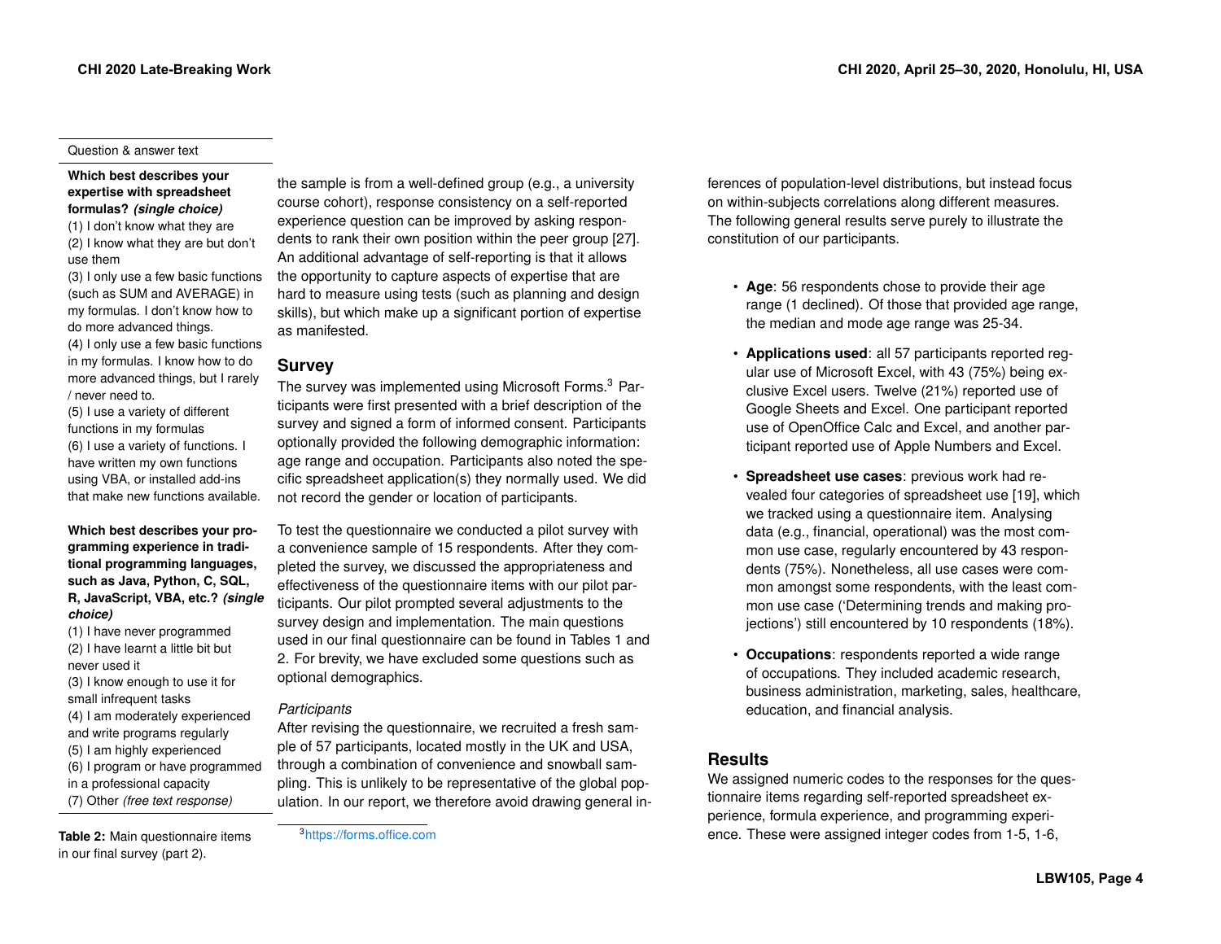| Question & answer text |
|---|
| **Which best describes your expertise with spreadsheet formulas?** ***(single choice)*** <br> (1) I don't know what they are <br> (2) I know what they are but don't use them <br> (3) I only use a few basic functions (such as SUM and AVERAGE) in my formulas. I don't know how to do more advanced things. <br> (4) I only use a few basic functions in my formulas. I know how to do more advanced things, but I rarely / never need to. <br> (5) I use a variety of different functions in my formulas <br> (6) I use a variety of functions. I have written my own functions using VBA, or installed add-ins that make new functions available. |
| **Which best describes your programming experience in traditional programming languages, such as Java, Python, C, SQL, R, JavaScript, VBA, etc.?** ***(single choice)*** <br> (1) I have never programmed <br> (2) I have learnt a little bit but never used it <br> (3) I know enough to use it for small infrequent tasks <br> (4) I am moderately experienced and write programs regularly <br> (5) I am highly experienced <br> (6) I program or have programmed in a professional capacity <br> (7) Other *(free text response)* |

**Table 2:** Main questionnaire items in our final survey (part 2).

the sample is from a well-defined group (e.g., a university course cohort), response consistency on a self-reported experience question can be improved by asking respondents to rank their own position within the peer group [27]. An additional advantage of self-reporting is that it allows the opportunity to capture aspects of expertise that are hard to measure using tests (such as planning and design skills), but which make up a significant portion of expertise as manifested.

## Survey

The survey was implemented using Microsoft Forms.[3] Participants were first presented with a brief description of the survey and signed a form of informed consent. Participants optionally provided the following demographic information: age range and occupation. Participants also noted the specific spreadsheet application(s) they normally used. We did not record the gender or location of participants.

To test the questionnaire we conducted a pilot survey with a convenience sample of 15 respondents. After they completed the survey, we discussed the appropriateness and effectiveness of the questionnaire items with our pilot participants. Our pilot prompted several adjustments to the survey design and implementation. The main questions used in our final questionnaire can be found in Tables 1 and 2. For brevity, we have excluded some questions such as optional demographics.

### *Participants*

After revising the questionnaire, we recruited a fresh sample of 57 participants, located mostly in the UK and USA, through a combination of convenience and snowball sampling. This is unlikely to be representative of the global population. In our report, we therefore avoid drawing general inferences of population-level distributions, but instead focus on within-subjects correlations along different measures. The following general results serve purely to illustrate the constitution of our participants.

- **Age**: 56 respondents chose to provide their age range (1 declined). Of those that provided age range, the median and mode age range was 25-34.
- **Applications used**: all 57 participants reported regular use of Microsoft Excel, with 43 (75%) being exclusive Excel users. Twelve (21%) reported use of Google Sheets and Excel. One participant reported use of OpenOffice Calc and Excel, and another participant reported use of Apple Numbers and Excel.
- **Spreadsheet use cases**: previous work had revealed four categories of spreadsheet use [19], which we tracked using a questionnaire item. Analysing data (e.g., financial, operational) was the most common use case, regularly encountered by 43 respondents (75%). Nonetheless, all use cases were common amongst some respondents, with the least common use case ('Determining trends and making projections') still encountered by 10 respondents (18%).
- **Occupations**: respondents reported a wide range of occupations. They included academic research, business administration, marketing, sales, healthcare, education, and financial analysis.

## Results

We assigned numeric codes to the responses for the questionnaire items regarding self-reported spreadsheet experience, formula experience, and programming experience. These were assigned integer codes from 1-5, 1-6,

[3] https://forms.office.com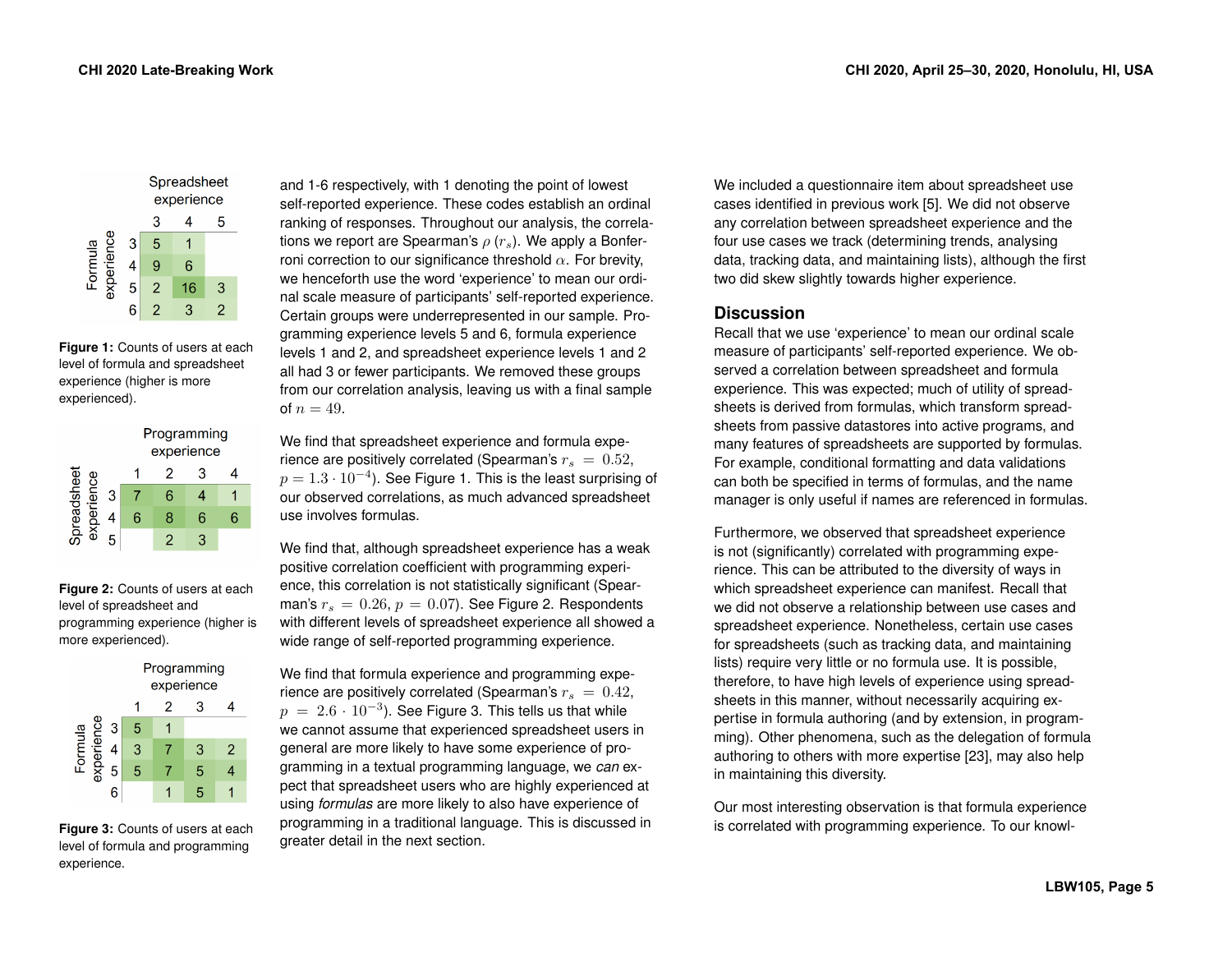| | Spreadsheet experience 3 | 4 | 5 |
|---|---|---|---|
| Formula experience 3 | 5 | 1 | |
| 4 | 9 | 6 | |
| 5 | 2 | 16 | 3 |
| 6 | 2 | 3 | 2 |

**Figure 1:** Counts of users at each level of formula and spreadsheet experience (higher is more experienced).

| | Programming experience 1 | 2 | 3 | 4 |
|---|---|---|---|---|
| Spreadsheet experience 3 | 7 | 6 | 4 | 1 |
| 4 | 6 | 8 | 6 | 6 |
| 5 | | 2 | 3 | |

**Figure 2:** Counts of users at each level of spreadsheet and programming experience (higher is more experienced).

| | Programming experience 1 | 2 | 3 | 4 |
|---|---|---|---|---|
| Formula experience 3 | 5 | 1 | | |
| 4 | 3 | 7 | 3 | 2 |
| 5 | 5 | 7 | 5 | 4 |
| 6 | | 1 | 5 | 1 |

**Figure 3:** Counts of users at each level of formula and programming experience.

and 1-6 respectively, with 1 denoting the point of lowest self-reported experience. These codes establish an ordinal ranking of responses. Throughout our analysis, the correlations we report are Spearman's $\rho$ ($r_s$). We apply a Bonferroni correction to our significance threshold $\alpha$. For brevity, we henceforth use the word 'experience' to mean our ordinal scale measure of participants' self-reported experience. Certain groups were underrepresented in our sample. Programming experience levels 5 and 6, formula experience levels 1 and 2, and spreadsheet experience levels 1 and 2 all had 3 or fewer participants. We removed these groups from our correlation analysis, leaving us with a final sample of $n = 49$.

We find that spreadsheet experience and formula experience are positively correlated (Spearman's $r_s = 0.52$, $p = 1.3 \cdot 10^{-4}$). See Figure 1. This is the least surprising of our observed correlations, as much advanced spreadsheet use involves formulas.

We find that, although spreadsheet experience has a weak positive correlation coefficient with programming experience, this correlation is not statistically significant (Spearman's $r_s = 0.26$, $p = 0.07$). See Figure 2. Respondents with different levels of spreadsheet experience all showed a wide range of self-reported programming experience.

We find that formula experience and programming experience are positively correlated (Spearman's $r_s = 0.42$, $p = 2.6 \cdot 10^{-3}$). See Figure 3. This tells us that while we cannot assume that experienced spreadsheet users in general are more likely to have some experience of programming in a textual programming language, we *can* expect that spreadsheet users who are highly experienced at using *formulas* are more likely to also have experience of programming in a traditional language. This is discussed in greater detail in the next section.

We included a questionnaire item about spreadsheet use cases identified in previous work [5]. We did not observe any correlation between spreadsheet experience and the four use cases we track (determining trends, analysing data, tracking data, and maintaining lists), although the first two did skew slightly towards higher experience.

## Discussion

Recall that we use 'experience' to mean our ordinal scale measure of participants' self-reported experience. We observed a correlation between spreadsheet and formula experience. This was expected; much of utility of spreadsheets is derived from formulas, which transform spreadsheets from passive datastores into active programs, and many features of spreadsheets are supported by formulas. For example, conditional formatting and data validations can both be specified in terms of formulas, and the name manager is only useful if names are referenced in formulas.

Furthermore, we observed that spreadsheet experience is not (significantly) correlated with programming experience. This can be attributed to the diversity of ways in which spreadsheet experience can manifest. Recall that we did not observe a relationship between use cases and spreadsheet experience. Nonetheless, certain use cases for spreadsheets (such as tracking data, and maintaining lists) require very little or no formula use. It is possible, therefore, to have high levels of experience using spreadsheets in this manner, without necessarily acquiring expertise in formula authoring (and by extension, in programming). Other phenomena, such as the delegation of formula authoring to others with more expertise [23], may also help in maintaining this diversity.

Our most interesting observation is that formula experience is correlated with programming experience. To our knowl-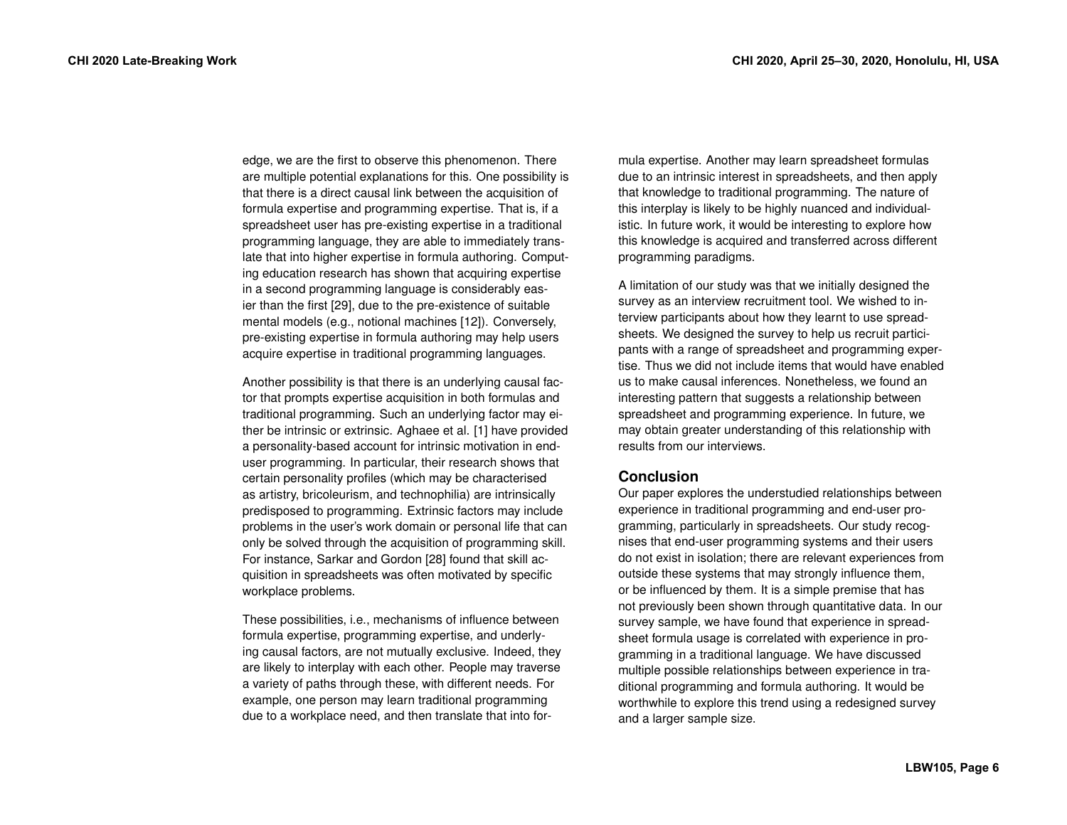edge, we are the first to observe this phenomenon. There are multiple potential explanations for this. One possibility is that there is a direct causal link between the acquisition of formula expertise and programming expertise. That is, if a spreadsheet user has pre-existing expertise in a traditional programming language, they are able to immediately translate that into higher expertise in formula authoring. Computing education research has shown that acquiring expertise in a second programming language is considerably easier than the first [29], due to the pre-existence of suitable mental models (e.g., notional machines [12]). Conversely, pre-existing expertise in formula authoring may help users acquire expertise in traditional programming languages.

Another possibility is that there is an underlying causal factor that prompts expertise acquisition in both formulas and traditional programming. Such an underlying factor may either be intrinsic or extrinsic. Aghaee et al. [1] have provided a personality-based account for intrinsic motivation in end-user programming. In particular, their research shows that certain personality profiles (which may be characterised as artistry, bricoleurism, and technophilia) are intrinsically predisposed to programming. Extrinsic factors may include problems in the user's work domain or personal life that can only be solved through the acquisition of programming skill. For instance, Sarkar and Gordon [28] found that skill acquisition in spreadsheets was often motivated by specific workplace problems.

These possibilities, i.e., mechanisms of influence between formula expertise, programming expertise, and underlying causal factors, are not mutually exclusive. Indeed, they are likely to interplay with each other. People may traverse a variety of paths through these, with different needs. For example, one person may learn traditional programming due to a workplace need, and then translate that into formula expertise. Another may learn spreadsheet formulas due to an intrinsic interest in spreadsheets, and then apply that knowledge to traditional programming. The nature of this interplay is likely to be highly nuanced and individualistic. In future work, it would be interesting to explore how this knowledge is acquired and transferred across different programming paradigms.

A limitation of our study was that we initially designed the survey as an interview recruitment tool. We wished to interview participants about how they learnt to use spreadsheets. We designed the survey to help us recruit participants with a range of spreadsheet and programming expertise. Thus we did not include items that would have enabled us to make causal inferences. Nonetheless, we found an interesting pattern that suggests a relationship between spreadsheet and programming experience. In future, we may obtain greater understanding of this relationship with results from our interviews.

## Conclusion

Our paper explores the understudied relationships between experience in traditional programming and end-user programming, particularly in spreadsheets. Our study recognises that end-user programming systems and their users do not exist in isolation; there are relevant experiences from outside these systems that may strongly influence them, or be influenced by them. It is a simple premise that has not previously been shown through quantitative data. In our survey sample, we have found that experience in spreadsheet formula usage is correlated with experience in programming in a traditional language. We have discussed multiple possible relationships between experience in traditional programming and formula authoring. It would be worthwhile to explore this trend using a redesigned survey and a larger sample size.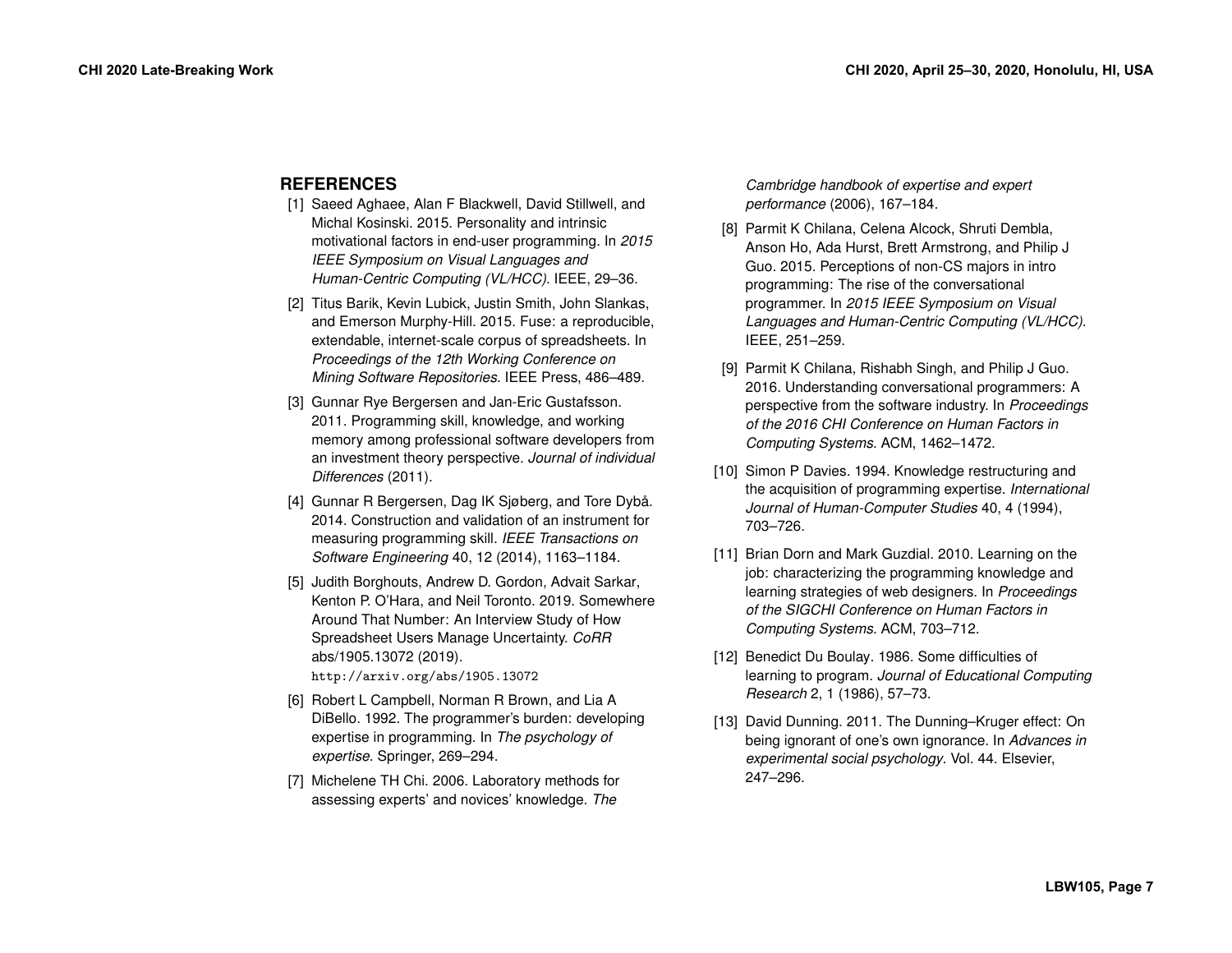## REFERENCES

[1] Saeed Aghaee, Alan F Blackwell, David Stillwell, and Michal Kosinski. 2015. Personality and intrinsic motivational factors in end-user programming. In *2015 IEEE Symposium on Visual Languages and Human-Centric Computing (VL/HCC)*. IEEE, 29–36.

[2] Titus Barik, Kevin Lubick, Justin Smith, John Slankas, and Emerson Murphy-Hill. 2015. Fuse: a reproducible, extendable, internet-scale corpus of spreadsheets. In *Proceedings of the 12th Working Conference on Mining Software Repositories*. IEEE Press, 486–489.

[3] Gunnar Rye Bergersen and Jan-Eric Gustafsson. 2011. Programming skill, knowledge, and working memory among professional software developers from an investment theory perspective. *Journal of individual Differences* (2011).

[4] Gunnar R Bergersen, Dag IK Sjøberg, and Tore Dybå. 2014. Construction and validation of an instrument for measuring programming skill. *IEEE Transactions on Software Engineering* 40, 12 (2014), 1163–1184.

[5] Judith Borghouts, Andrew D. Gordon, Advait Sarkar, Kenton P. O'Hara, and Neil Toronto. 2019. Somewhere Around That Number: An Interview Study of How Spreadsheet Users Manage Uncertainty. *CoRR* abs/1905.13072 (2019). http://arxiv.org/abs/1905.13072

[6] Robert L Campbell, Norman R Brown, and Lia A DiBello. 1992. The programmer's burden: developing expertise in programming. In *The psychology of expertise*. Springer, 269–294.

[7] Michelene TH Chi. 2006. Laboratory methods for assessing experts' and novices' knowledge. *The Cambridge handbook of expertise and expert performance* (2006), 167–184.

[8] Parmit K Chilana, Celena Alcock, Shruti Dembla, Anson Ho, Ada Hurst, Brett Armstrong, and Philip J Guo. 2015. Perceptions of non-CS majors in intro programming: The rise of the conversational programmer. In *2015 IEEE Symposium on Visual Languages and Human-Centric Computing (VL/HCC)*. IEEE, 251–259.

[9] Parmit K Chilana, Rishabh Singh, and Philip J Guo. 2016. Understanding conversational programmers: A perspective from the software industry. In *Proceedings of the 2016 CHI Conference on Human Factors in Computing Systems*. ACM, 1462–1472.

[10] Simon P Davies. 1994. Knowledge restructuring and the acquisition of programming expertise. *International Journal of Human-Computer Studies* 40, 4 (1994), 703–726.

[11] Brian Dorn and Mark Guzdial. 2010. Learning on the job: characterizing the programming knowledge and learning strategies of web designers. In *Proceedings of the SIGCHI Conference on Human Factors in Computing Systems*. ACM, 703–712.

[12] Benedict Du Boulay. 1986. Some difficulties of learning to program. *Journal of Educational Computing Research* 2, 1 (1986), 57–73.

[13] David Dunning. 2011. The Dunning–Kruger effect: On being ignorant of one's own ignorance. In *Advances in experimental social psychology*. Vol. 44. Elsevier, 247–296.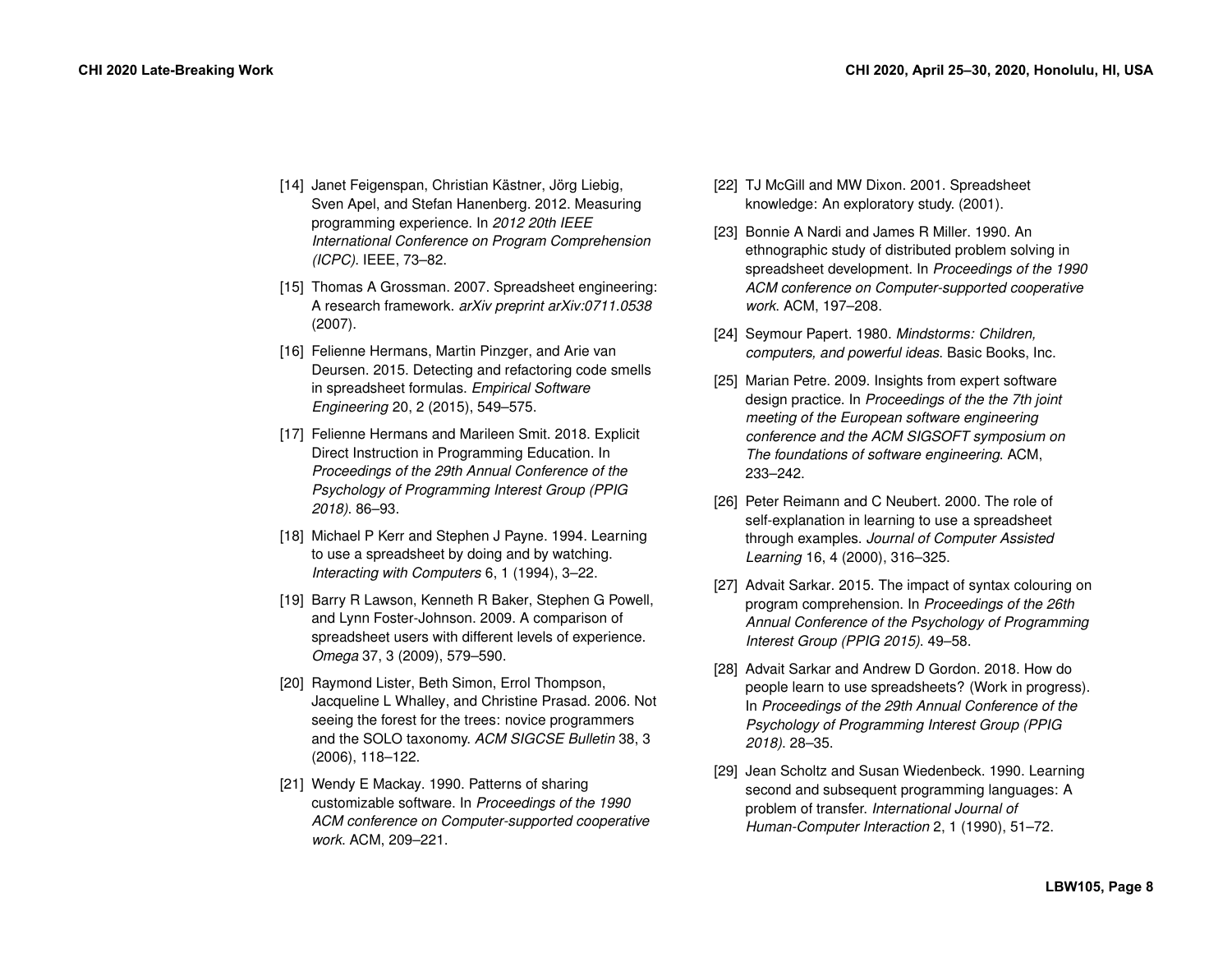[14] Janet Feigenspan, Christian Kästner, Jörg Liebig, Sven Apel, and Stefan Hanenberg. 2012. Measuring programming experience. In *2012 20th IEEE International Conference on Program Comprehension (ICPC)*. IEEE, 73–82.

[15] Thomas A Grossman. 2007. Spreadsheet engineering: A research framework. *arXiv preprint arXiv:0711.0538* (2007).

[16] Felienne Hermans, Martin Pinzger, and Arie van Deursen. 2015. Detecting and refactoring code smells in spreadsheet formulas. *Empirical Software Engineering* 20, 2 (2015), 549–575.

[17] Felienne Hermans and Marileen Smit. 2018. Explicit Direct Instruction in Programming Education. In *Proceedings of the 29th Annual Conference of the Psychology of Programming Interest Group (PPIG 2018)*. 86–93.

[18] Michael P Kerr and Stephen J Payne. 1994. Learning to use a spreadsheet by doing and by watching. *Interacting with Computers* 6, 1 (1994), 3–22.

[19] Barry R Lawson, Kenneth R Baker, Stephen G Powell, and Lynn Foster-Johnson. 2009. A comparison of spreadsheet users with different levels of experience. *Omega* 37, 3 (2009), 579–590.

[20] Raymond Lister, Beth Simon, Errol Thompson, Jacqueline L Whalley, and Christine Prasad. 2006. Not seeing the forest for the trees: novice programmers and the SOLO taxonomy. *ACM SIGCSE Bulletin* 38, 3 (2006), 118–122.

[21] Wendy E Mackay. 1990. Patterns of sharing customizable software. In *Proceedings of the 1990 ACM conference on Computer-supported cooperative work*. ACM, 209–221.

[22] TJ McGill and MW Dixon. 2001. Spreadsheet knowledge: An exploratory study. (2001).

[23] Bonnie A Nardi and James R Miller. 1990. An ethnographic study of distributed problem solving in spreadsheet development. In *Proceedings of the 1990 ACM conference on Computer-supported cooperative work*. ACM, 197–208.

[24] Seymour Papert. 1980. *Mindstorms: Children, computers, and powerful ideas*. Basic Books, Inc.

[25] Marian Petre. 2009. Insights from expert software design practice. In *Proceedings of the the 7th joint meeting of the European software engineering conference and the ACM SIGSOFT symposium on The foundations of software engineering*. ACM, 233–242.

[26] Peter Reimann and C Neubert. 2000. The role of self-explanation in learning to use a spreadsheet through examples. *Journal of Computer Assisted Learning* 16, 4 (2000), 316–325.

[27] Advait Sarkar. 2015. The impact of syntax colouring on program comprehension. In *Proceedings of the 26th Annual Conference of the Psychology of Programming Interest Group (PPIG 2015)*. 49–58.

[28] Advait Sarkar and Andrew D Gordon. 2018. How do people learn to use spreadsheets? (Work in progress). In *Proceedings of the 29th Annual Conference of the Psychology of Programming Interest Group (PPIG 2018)*. 28–35.

[29] Jean Scholtz and Susan Wiedenbeck. 1990. Learning second and subsequent programming languages: A problem of transfer. *International Journal of Human-Computer Interaction* 2, 1 (1990), 51–72.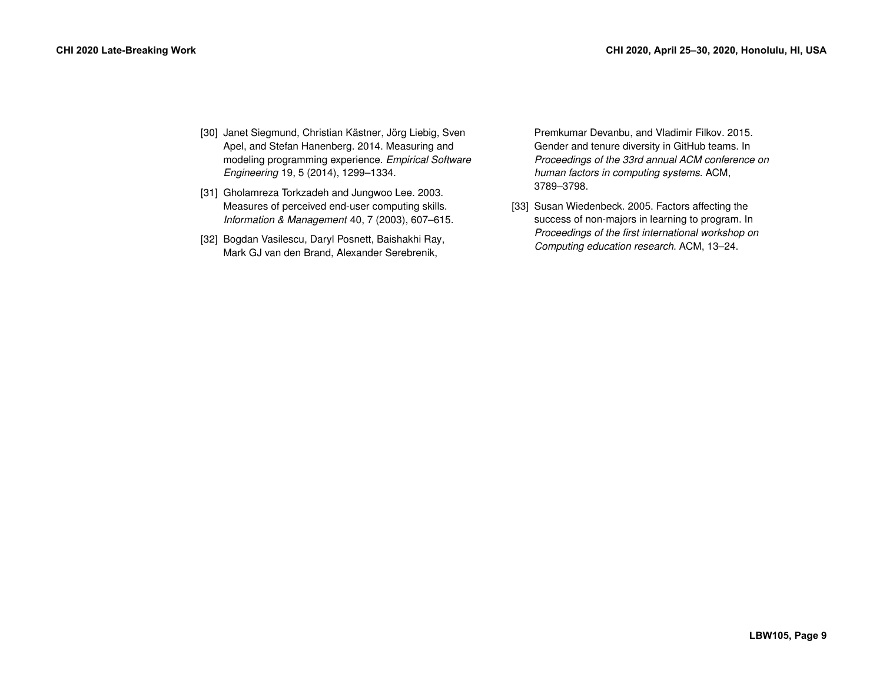[30] Janet Siegmund, Christian Kästner, Jörg Liebig, Sven Apel, and Stefan Hanenberg. 2014. Measuring and modeling programming experience. *Empirical Software Engineering* 19, 5 (2014), 1299–1334.

[31] Gholamreza Torkzadeh and Jungwoo Lee. 2003. Measures of perceived end-user computing skills. *Information & Management* 40, 7 (2003), 607–615.

[32] Bogdan Vasilescu, Daryl Posnett, Baishakhi Ray, Mark GJ van den Brand, Alexander Serebrenik, Premkumar Devanbu, and Vladimir Filkov. 2015. Gender and tenure diversity in GitHub teams. In *Proceedings of the 33rd annual ACM conference on human factors in computing systems*. ACM, 3789–3798.

[33] Susan Wiedenbeck. 2005. Factors affecting the success of non-majors in learning to program. In *Proceedings of the first international workshop on Computing education research*. ACM, 13–24.